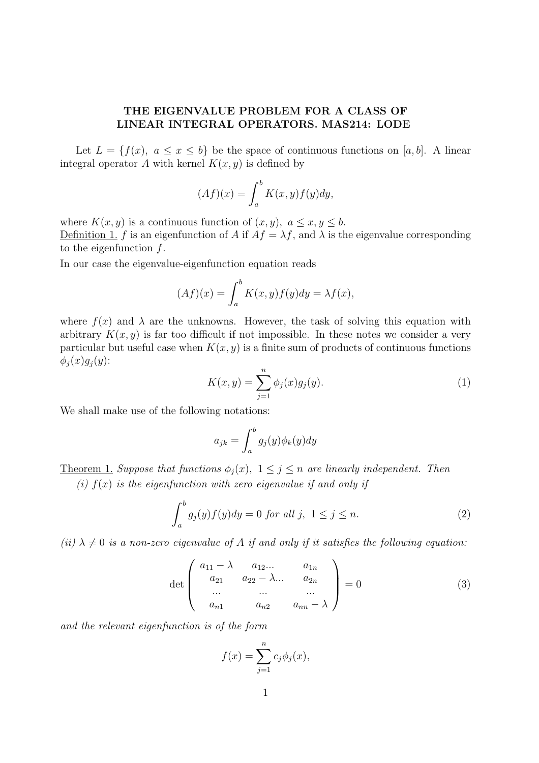# THE EIGENVALUE PROBLEM FOR A CLASS OF LINEAR INTEGRAL OPERATORS. MAS214: LODE

Let $L = \{f(x),\ a \leq x \leq b\}$ be the space of continuous functions on $[a, b]$. A linear integral operator $A$ with kernel $K(x, y)$ is defined by

$$(Af)(x) = \int_a^b K(x, y) f(y) dy,$$

where $K(x, y)$ is a continuous function of $(x, y),\ a \leq x, y \leq b$.

<u>Definition 1.</u> $f$ is an eigenfunction of $A$ if $Af = \lambda f$, and $\lambda$ is the eigenvalue corresponding to the eigenfunction $f$.

In our case the eigenvalue-eigenfunction equation reads

$$(Af)(x) = \int_a^b K(x, y) f(y) dy = \lambda f(x),$$

where $f(x)$ and $\lambda$ are the unknowns. However, the task of solving this equation with arbitrary $K(x, y)$ is far too difficult if not impossible. In these notes we consider a very particular but useful case when $K(x, y)$ is a finite sum of products of continuous functions $\phi_j(x) g_j(y)$:

$$K(x, y) = \sum_{j=1}^{n} \phi_j(x) g_j(y). \tag{1}$$

We shall make use of the following notations:

$$a_{jk} = \int_a^b g_j(y) \phi_k(y) dy$$

<u>Theorem 1.</u> *Suppose that functions $\phi_j(x),\ 1 \leq j \leq n$ are linearly independent. Then*

*(i) $f(x)$ is the eigenfunction with zero eigenvalue if and only if*

$$\int_a^b g_j(y) f(y) dy = 0 \text{ for all } j,\ 1 \leq j \leq n. \tag{2}$$

*(ii) $\lambda \neq 0$ is a non-zero eigenvalue of $A$ if and only if it satisfies the following equation:*

$$\det \begin{pmatrix} a_{11} - \lambda & a_{12} ... & a_{1n} \\ a_{21} & a_{22} - \lambda ... & a_{2n} \\ ... & ... & ... \\ a_{n1} & a_{n2} & a_{nn} - \lambda \end{pmatrix} = 0 \tag{3}$$

*and the relevant eigenfunction is of the form*

$$f(x) = \sum_{j=1}^{n} c_j \phi_j(x),$$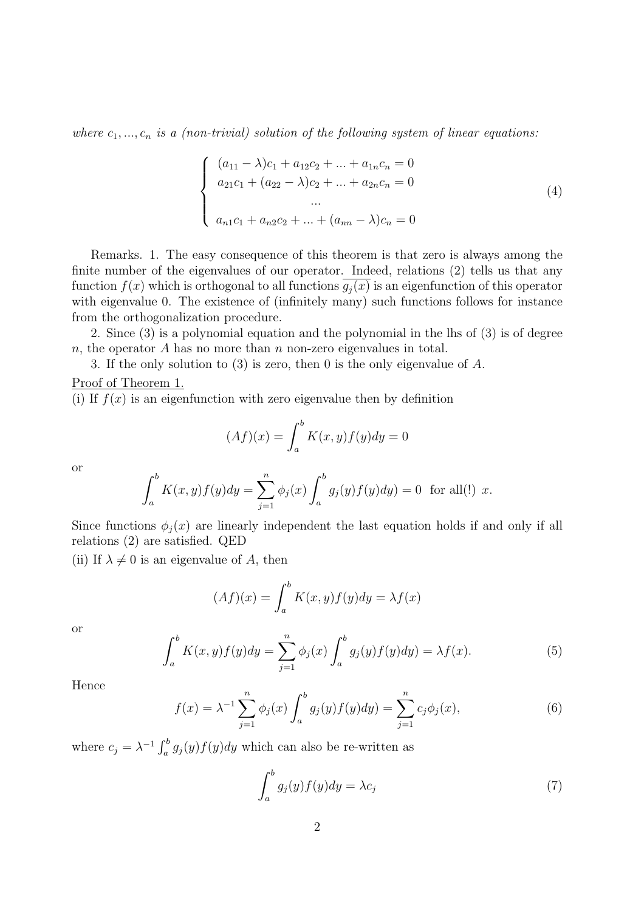*where $c_1, ..., c_n$ is a (non-trivial) solution of the following system of linear equations:*

$$
\left\{
\begin{array}{c}
(a_{11} - \lambda)c_1 + a_{12}c_2 + ... + a_{1n}c_n = 0 \\
a_{21}c_1 + (a_{22} - \lambda)c_2 + ... + a_{2n}c_n = 0 \\
... \\
a_{n1}c_1 + a_{n2}c_2 + ... + (a_{nn} - \lambda)c_n = 0
\end{array}
\right. \tag{4}
$$

Remarks. 1. The easy consequence of this theorem is that zero is always among the finite number of the eigenvalues of our operator. Indeed, relations (2) tells us that any function $f(x)$ which is orthogonal to all functions $\overline{g_j(x)}$ is an eigenfunction of this operator with eigenvalue 0. The existence of (infinitely many) such functions follows for instance from the orthogonalization procedure.

2. Since (3) is a polynomial equation and the polynomial in the lhs of (3) is of degree $n$, the operator $A$ has no more than $n$ non-zero eigenvalues in total.

3. If the only solution to (3) is zero, then 0 is the only eigenvalue of $A$.

Proof of Theorem 1.

(i) If $f(x)$ is an eigenfunction with zero eigenvalue then by definition

$$
(Af)(x) = \int_a^b K(x,y)f(y)dy = 0
$$

or

$$
\int_a^b K(x,y)f(y)dy = \sum_{j=1}^n \phi_j(x) \int_a^b g_j(y)f(y)dy) = 0 \text{ for all(!) } x.
$$

Since functions $\phi_j(x)$ are linearly independent the last equation holds if and only if all relations (2) are satisfied. QED

(ii) If $\lambda \neq 0$ is an eigenvalue of $A$, then

$$
(Af)(x) = \int_a^b K(x,y)f(y)dy = \lambda f(x)
$$

or

$$
\int_a^b K(x,y)f(y)dy = \sum_{j=1}^n \phi_j(x) \int_a^b g_j(y)f(y)dy) = \lambda f(x). \tag{5}
$$

Hence

$$
f(x) = \lambda^{-1} \sum_{j=1}^n \phi_j(x) \int_a^b g_j(y)f(y)dy) = \sum_{j=1}^n c_j \phi_j(x), \tag{6}
$$

where $c_j = \lambda^{-1} \int_a^b g_j(y)f(y)dy$ which can also be re-written as

$$
\int_a^b g_j(y)f(y)dy = \lambda c_j \tag{7}
$$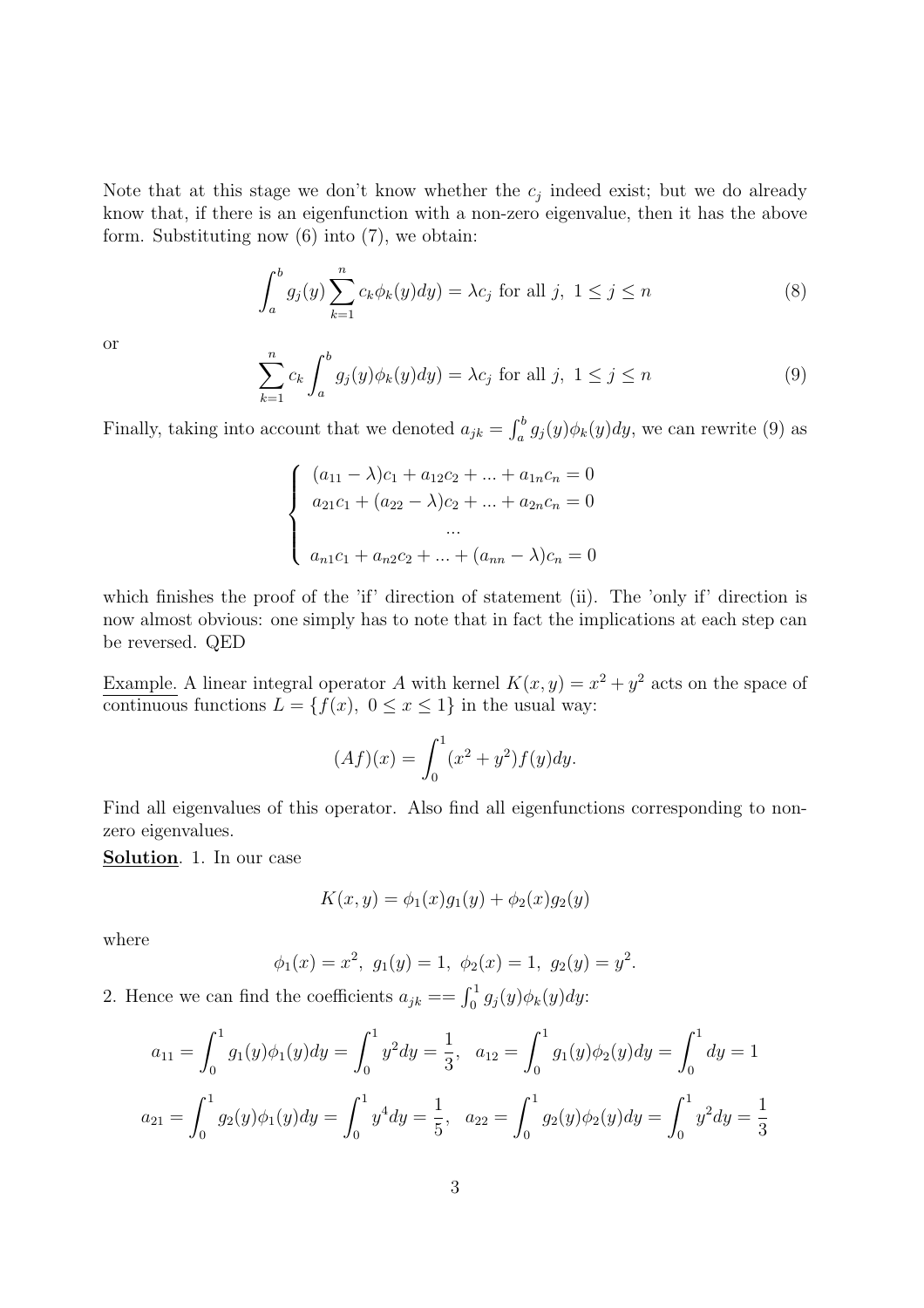Note that at this stage we don't know whether the $c_j$ indeed exist; but we do already know that, if there is an eigenfunction with a non-zero eigenvalue, then it has the above form. Substituting now (6) into (7), we obtain:

$$\int_a^b g_j(y) \sum_{k=1}^n c_k \phi_k(y) dy) = \lambda c_j \text{ for all } j,\ 1 \le j \le n \tag{8}$$

or

$$\sum_{k=1}^n c_k \int_a^b g_j(y) \phi_k(y) dy) = \lambda c_j \text{ for all } j,\ 1 \le j \le n \tag{9}$$

Finally, taking into account that we denoted $a_{jk} = \int_a^b g_j(y)\phi_k(y)dy$, we can rewrite (9) as

$$\begin{cases} (a_{11} - \lambda)c_1 + a_{12}c_2 + ... + a_{1n}c_n = 0 \\ a_{21}c_1 + (a_{22} - \lambda)c_2 + ... + a_{2n}c_n = 0 \\ \quad\quad\quad\quad ... \\ a_{n1}c_1 + a_{n2}c_2 + ... + (a_{nn} - \lambda)c_n = 0 \end{cases}$$

which finishes the proof of the 'if' direction of statement (ii). The 'only if' direction is now almost obvious: one simply has to note that in fact the implications at each step can be reversed. QED

Example. A linear integral operator $A$ with kernel $K(x, y) = x^2 + y^2$ acts on the space of continuous functions $L = \{f(x),\ 0 \le x \le 1\}$ in the usual way:

$$(Af)(x) = \int_0^1 (x^2 + y^2) f(y) dy.$$

Find all eigenvalues of this operator. Also find all eigenfunctions corresponding to non-zero eigenvalues.

**Solution**. 1. In our case

$$K(x, y) = \phi_1(x) g_1(y) + \phi_2(x) g_2(y)$$

where

$$\phi_1(x) = x^2,\ g_1(y) = 1,\ \phi_2(x) = 1,\ g_2(y) = y^2.$$

2. Hence we can find the coefficients $a_{jk} == \int_0^1 g_j(y)\phi_k(y)dy$:

$$a_{11} = \int_0^1 g_1(y)\phi_1(y)dy = \int_0^1 y^2 dy = \frac{1}{3}, \quad a_{12} = \int_0^1 g_1(y)\phi_2(y)dy = \int_0^1 dy = 1$$

$$a_{21} = \int_0^1 g_2(y)\phi_1(y)dy = \int_0^1 y^4 dy = \frac{1}{5}, \quad a_{22} = \int_0^1 g_2(y)\phi_2(y)dy = \int_0^1 y^2 dy = \frac{1}{3}$$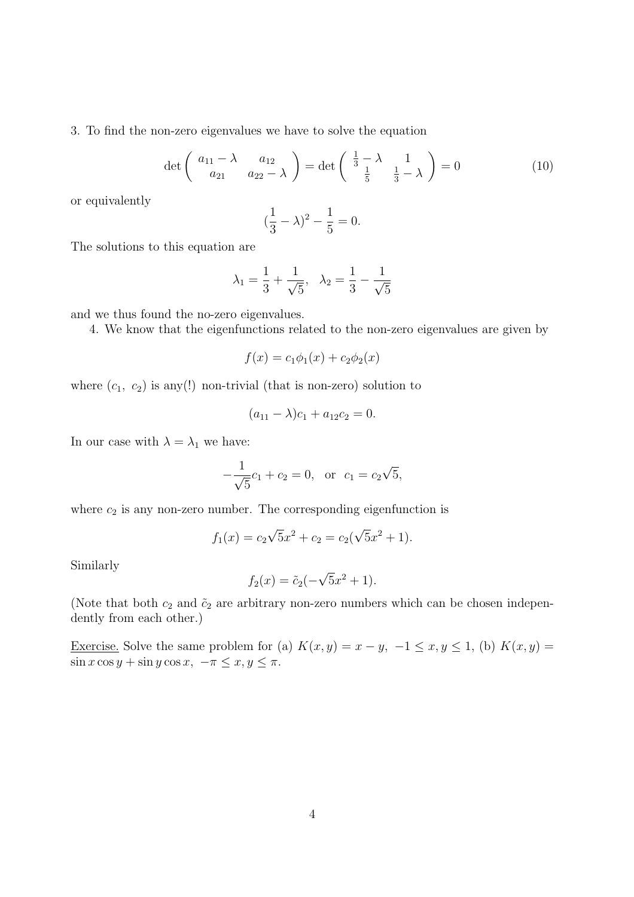3. To find the non-zero eigenvalues we have to solve the equation

$$\det \begin{pmatrix} a_{11} - \lambda & a_{12} \\ a_{21} & a_{22} - \lambda \end{pmatrix} = \det \begin{pmatrix} \frac{1}{3} - \lambda & 1 \\ \frac{1}{5} & \frac{1}{3} - \lambda \end{pmatrix} = 0 \tag{10}$$

or equivalently

$$(\frac{1}{3} - \lambda)^2 - \frac{1}{5} = 0.$$

The solutions to this equation are

$$\lambda_1 = \frac{1}{3} + \frac{1}{\sqrt{5}}, \quad \lambda_2 = \frac{1}{3} - \frac{1}{\sqrt{5}}$$

and we thus found the no-zero eigenvalues.

4. We know that the eigenfunctions related to the non-zero eigenvalues are given by

$$f(x) = c_1 \phi_1(x) + c_2 \phi_2(x)$$

where $(c_1,\ c_2)$ is any(!) non-trivial (that is non-zero) solution to

$$(a_{11} - \lambda)c_1 + a_{12}c_2 = 0.$$

In our case with $\lambda = \lambda_1$ we have:

$$-\frac{1}{\sqrt{5}}c_1 + c_2 = 0, \quad \text{or} \quad c_1 = c_2\sqrt{5},$$

where $c_2$ is any non-zero number. The corresponding eigenfunction is

$$f_1(x) = c_2\sqrt{5}x^2 + c_2 = c_2(\sqrt{5}x^2 + 1).$$

Similarly

$$f_2(x) = \tilde{c}_2(-\sqrt{5}x^2 + 1).$$

(Note that both $c_2$ and $\tilde{c}_2$ are arbitrary non-zero numbers which can be chosen independently from each other.)

Exercise. Solve the same problem for (a) $K(x, y) = x - y,\ -1 \le x, y \le 1$, (b) $K(x, y) = \sin x \cos y + \sin y \cos x,\ -\pi \le x, y \le \pi$.